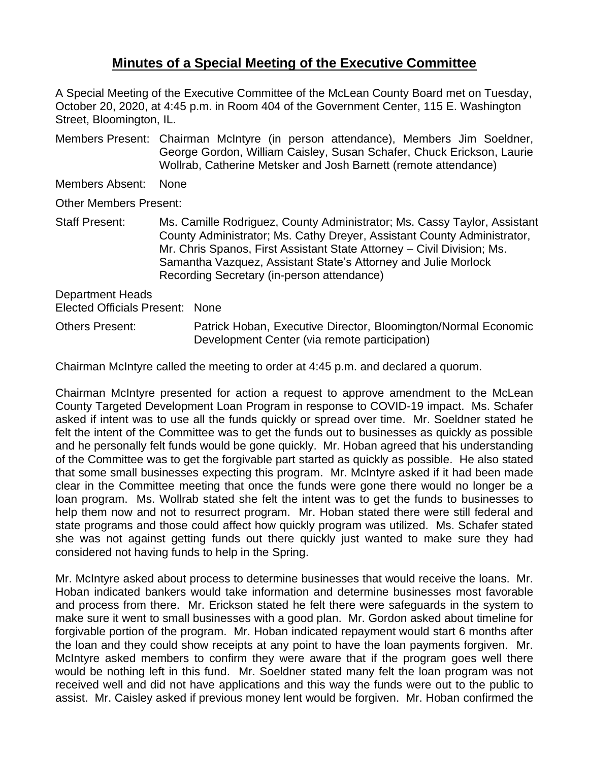# Minutes of a Special Meeting of the Executive Committee

A Special Meeting of the Executive Committee of the McLean County Board met on Tuesday, October 20, 2020, at 4:45 p.m. in Room 404 of the Government Center, 115 E. Washington Street, Bloomington, IL.

Members Present: Chairman McIntyre (in person attendance), Members Jim Soeldner, George Gordon, William Caisley, Susan Schafer, Chuck Erickson, Laurie Wollrab, Catherine Metsker and Josh Barnett (remote attendance)

Members Absent: None

Other Members Present:

Staff Present: Ms. Camille Rodriguez, County Administrator; Ms. Cassy Taylor, Assistant County Administrator; Ms. Cathy Dreyer, Assistant County Administrator, Mr. Chris Spanos, First Assistant State Attorney – Civil Division; Ms. Samantha Vazquez, Assistant State's Attorney and Julie Morlock Recording Secretary (in-person attendance)

Department Heads
Elected Officials Present: None

Others Present: Patrick Hoban, Executive Director, Bloomington/Normal Economic Development Center (via remote participation)

Chairman McIntyre called the meeting to order at 4:45 p.m. and declared a quorum.

Chairman McIntyre presented for action a request to approve amendment to the McLean County Targeted Development Loan Program in response to COVID-19 impact. Ms. Schafer asked if intent was to use all the funds quickly or spread over time. Mr. Soeldner stated he felt the intent of the Committee was to get the funds out to businesses as quickly as possible and he personally felt funds would be gone quickly. Mr. Hoban agreed that his understanding of the Committee was to get the forgivable part started as quickly as possible. He also stated that some small businesses expecting this program. Mr. McIntyre asked if it had been made clear in the Committee meeting that once the funds were gone there would no longer be a loan program. Ms. Wollrab stated she felt the intent was to get the funds to businesses to help them now and not to resurrect program. Mr. Hoban stated there were still federal and state programs and those could affect how quickly program was utilized. Ms. Schafer stated she was not against getting funds out there quickly just wanted to make sure they had considered not having funds to help in the Spring.

Mr. McIntyre asked about process to determine businesses that would receive the loans. Mr. Hoban indicated bankers would take information and determine businesses most favorable and process from there. Mr. Erickson stated he felt there were safeguards in the system to make sure it went to small businesses with a good plan. Mr. Gordon asked about timeline for forgivable portion of the program. Mr. Hoban indicated repayment would start 6 months after the loan and they could show receipts at any point to have the loan payments forgiven. Mr. McIntyre asked members to confirm they were aware that if the program goes well there would be nothing left in this fund. Mr. Soeldner stated many felt the loan program was not received well and did not have applications and this way the funds were out to the public to assist. Mr. Caisley asked if previous money lent would be forgiven. Mr. Hoban confirmed the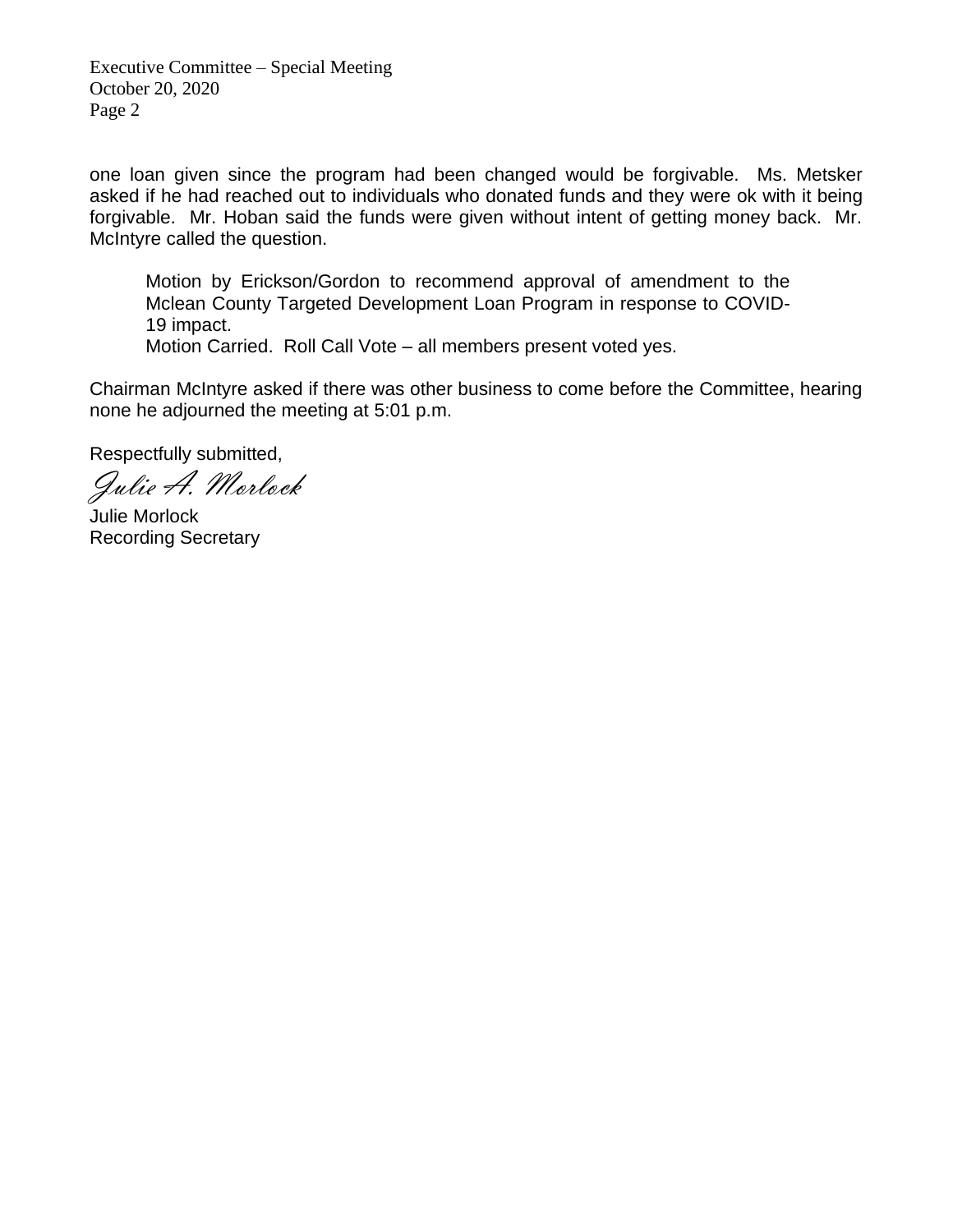one loan given since the program had been changed would be forgivable. Ms. Metsker asked if he had reached out to individuals who donated funds and they were ok with it being forgivable. Mr. Hoban said the funds were given without intent of getting money back. Mr. McIntyre called the question.

> Motion by Erickson/Gordon to recommend approval of amendment to the Mclean County Targeted Development Loan Program in response to COVID-19 impact.
> Motion Carried. Roll Call Vote – all members present voted yes.

Chairman McIntyre asked if there was other business to come before the Committee, hearing none he adjourned the meeting at 5:01 p.m.

Respectfully submitted,

*Julie A. Morlock*

Julie Morlock
Recording Secretary